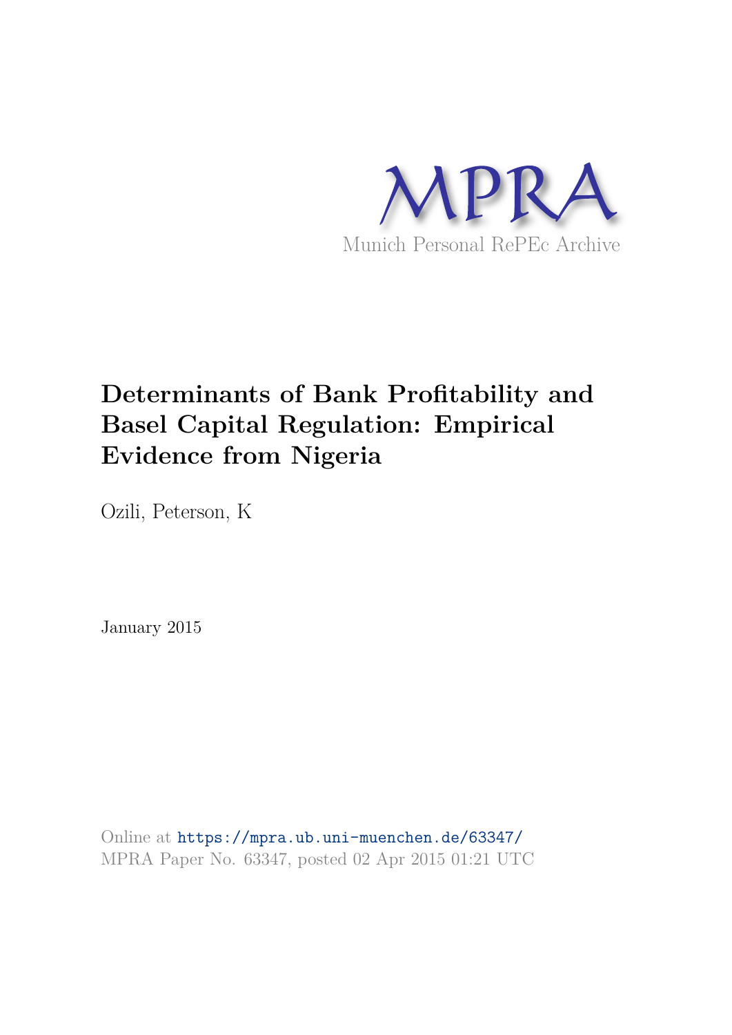MPRA

Munich Personal RePEc Archive

# Determinants of Bank Profitability and Basel Capital Regulation: Empirical Evidence from Nigeria

Ozili, Peterson, K

January 2015

Online at https://mpra.ub.uni-muenchen.de/63347/
MPRA Paper No. 63347, posted 02 Apr 2015 01:21 UTC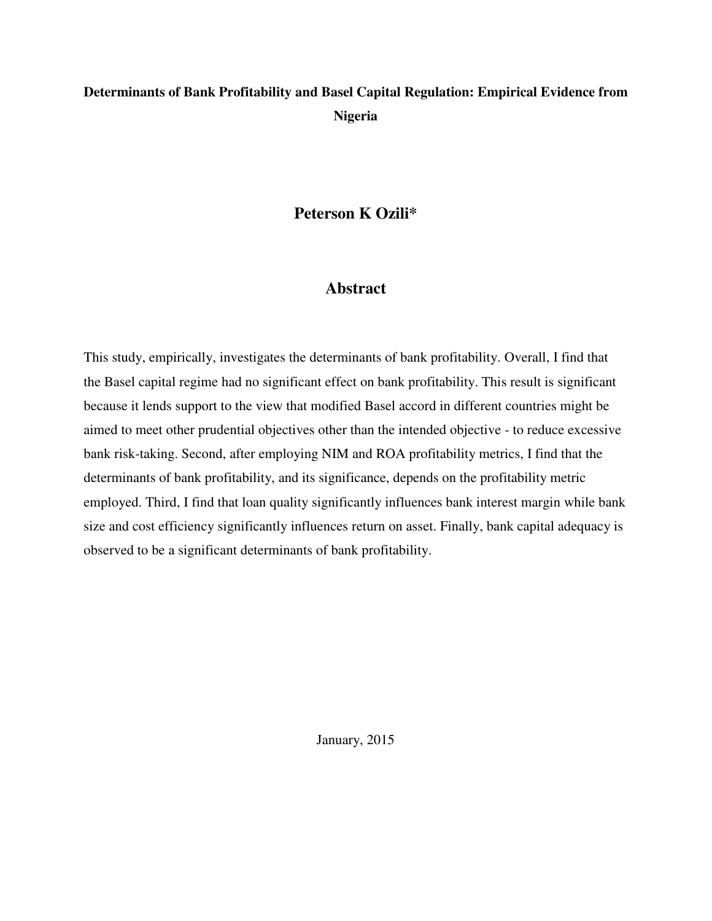**Determinants of Bank Profitability and Basel Capital Regulation: Empirical Evidence from Nigeria**

## Peterson K Ozili*

## Abstract

This study, empirically, investigates the determinants of bank profitability. Overall, I find that the Basel capital regime had no significant effect on bank profitability. This result is significant because it lends support to the view that modified Basel accord in different countries might be aimed to meet other prudential objectives other than the intended objective - to reduce excessive bank risk-taking. Second, after employing NIM and ROA profitability metrics, I find that the determinants of bank profitability, and its significance, depends on the profitability metric employed. Third, I find that loan quality significantly influences bank interest margin while bank size and cost efficiency significantly influences return on asset. Finally, bank capital adequacy is observed to be a significant determinants of bank profitability.

January, 2015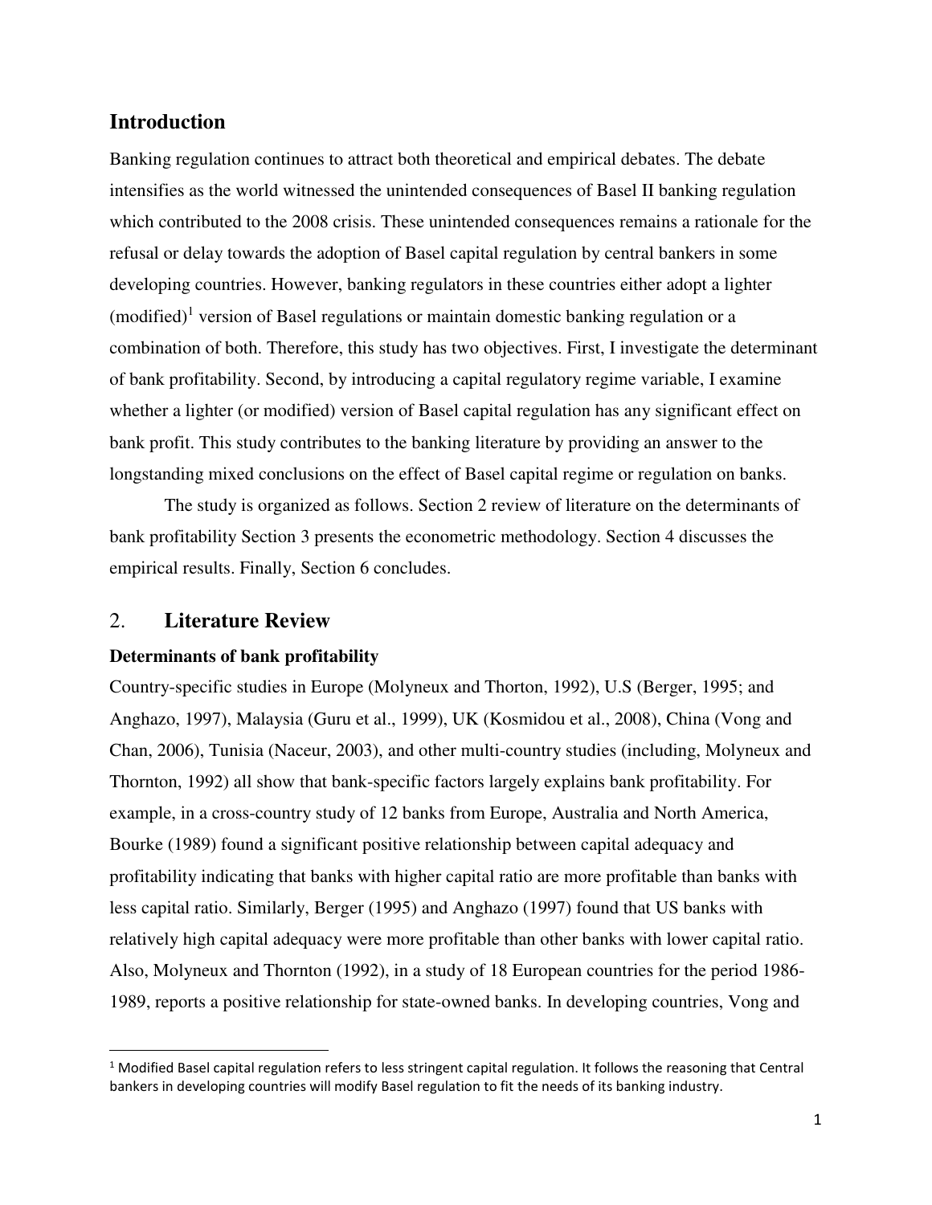## Introduction

Banking regulation continues to attract both theoretical and empirical debates. The debate intensifies as the world witnessed the unintended consequences of Basel II banking regulation which contributed to the 2008 crisis. These unintended consequences remains a rationale for the refusal or delay towards the adoption of Basel capital regulation by central bankers in some developing countries. However, banking regulators in these countries either adopt a lighter (modified)[1] version of Basel regulations or maintain domestic banking regulation or a combination of both. Therefore, this study has two objectives. First, I investigate the determinant of bank profitability. Second, by introducing a capital regulatory regime variable, I examine whether a lighter (or modified) version of Basel capital regulation has any significant effect on bank profit. This study contributes to the banking literature by providing an answer to the longstanding mixed conclusions on the effect of Basel capital regime or regulation on banks.

The study is organized as follows. Section 2 review of literature on the determinants of bank profitability Section 3 presents the econometric methodology. Section 4 discusses the empirical results. Finally, Section 6 concludes.

## 2. Literature Review

### Determinants of bank profitability

Country-specific studies in Europe (Molyneux and Thorton, 1992), U.S (Berger, 1995; and Anghazo, 1997), Malaysia (Guru et al., 1999), UK (Kosmidou et al., 2008), China (Vong and Chan, 2006), Tunisia (Naceur, 2003), and other multi-country studies (including, Molyneux and Thornton, 1992) all show that bank-specific factors largely explains bank profitability. For example, in a cross-country study of 12 banks from Europe, Australia and North America, Bourke (1989) found a significant positive relationship between capital adequacy and profitability indicating that banks with higher capital ratio are more profitable than banks with less capital ratio. Similarly, Berger (1995) and Anghazo (1997) found that US banks with relatively high capital adequacy were more profitable than other banks with lower capital ratio. Also, Molyneux and Thornton (1992), in a study of 18 European countries for the period 1986-1989, reports a positive relationship for state-owned banks. In developing countries, Vong and

[1] Modified Basel capital regulation refers to less stringent capital regulation. It follows the reasoning that Central bankers in developing countries will modify Basel regulation to fit the needs of its banking industry.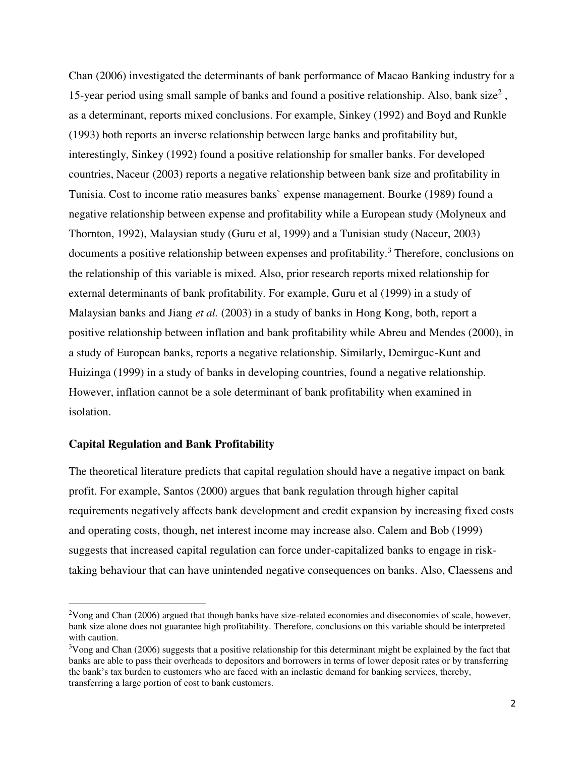Chan (2006) investigated the determinants of bank performance of Macao Banking industry for a 15-year period using small sample of banks and found a positive relationship. Also, bank size[2] , as a determinant, reports mixed conclusions. For example, Sinkey (1992) and Boyd and Runkle (1993) both reports an inverse relationship between large banks and profitability but, interestingly, Sinkey (1992) found a positive relationship for smaller banks. For developed countries, Naceur (2003) reports a negative relationship between bank size and profitability in Tunisia. Cost to income ratio measures banks` expense management. Bourke (1989) found a negative relationship between expense and profitability while a European study (Molyneux and Thornton, 1992), Malaysian study (Guru et al, 1999) and a Tunisian study (Naceur, 2003) documents a positive relationship between expenses and profitability.[3] Therefore, conclusions on the relationship of this variable is mixed. Also, prior research reports mixed relationship for external determinants of bank profitability. For example, Guru et al (1999) in a study of Malaysian banks and Jiang *et al.* (2003) in a study of banks in Hong Kong, both, report a positive relationship between inflation and bank profitability while Abreu and Mendes (2000), in a study of European banks, reports a negative relationship. Similarly, Demirguc-Kunt and Huizinga (1999) in a study of banks in developing countries, found a negative relationship. However, inflation cannot be a sole determinant of bank profitability when examined in isolation.

**Capital Regulation and Bank Profitability**

The theoretical literature predicts that capital regulation should have a negative impact on bank profit. For example, Santos (2000) argues that bank regulation through higher capital requirements negatively affects bank development and credit expansion by increasing fixed costs and operating costs, though, net interest income may increase also. Calem and Bob (1999) suggests that increased capital regulation can force under-capitalized banks to engage in risk-taking behaviour that can have unintended negative consequences on banks. Also, Claessens and

[2]Vong and Chan (2006) argued that though banks have size-related economies and diseconomies of scale, however, bank size alone does not guarantee high profitability. Therefore, conclusions on this variable should be interpreted with caution.

[3]Vong and Chan (2006) suggests that a positive relationship for this determinant might be explained by the fact that banks are able to pass their overheads to depositors and borrowers in terms of lower deposit rates or by transferring the bank's tax burden to customers who are faced with an inelastic demand for banking services, thereby, transferring a large portion of cost to bank customers.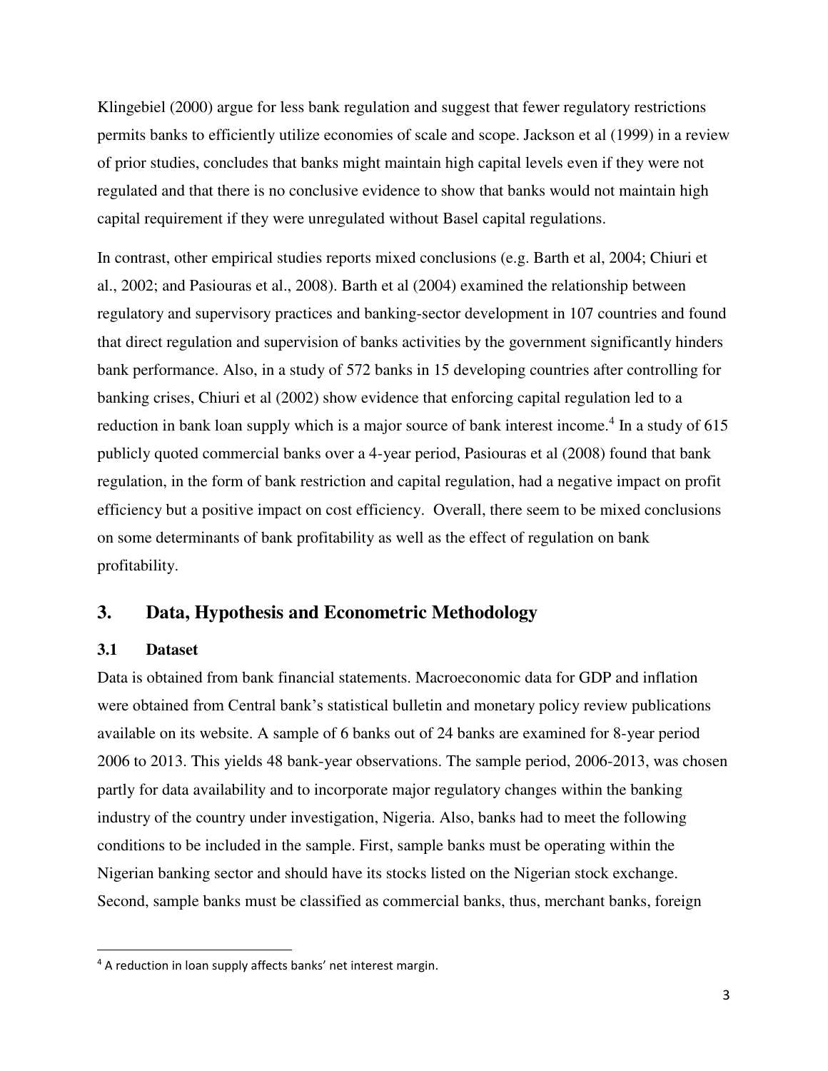Klingebiel (2000) argue for less bank regulation and suggest that fewer regulatory restrictions permits banks to efficiently utilize economies of scale and scope. Jackson et al (1999) in a review of prior studies, concludes that banks might maintain high capital levels even if they were not regulated and that there is no conclusive evidence to show that banks would not maintain high capital requirement if they were unregulated without Basel capital regulations.

In contrast, other empirical studies reports mixed conclusions (e.g. Barth et al, 2004; Chiuri et al., 2002; and Pasiouras et al., 2008). Barth et al (2004) examined the relationship between regulatory and supervisory practices and banking-sector development in 107 countries and found that direct regulation and supervision of banks activities by the government significantly hinders bank performance. Also, in a study of 572 banks in 15 developing countries after controlling for banking crises, Chiuri et al (2002) show evidence that enforcing capital regulation led to a reduction in bank loan supply which is a major source of bank interest income.[4] In a study of 615 publicly quoted commercial banks over a 4-year period, Pasiouras et al (2008) found that bank regulation, in the form of bank restriction and capital regulation, had a negative impact on profit efficiency but a positive impact on cost efficiency. Overall, there seem to be mixed conclusions on some determinants of bank profitability as well as the effect of regulation on bank profitability.

## 3. Data, Hypothesis and Econometric Methodology

### 3.1 Dataset

Data is obtained from bank financial statements. Macroeconomic data for GDP and inflation were obtained from Central bank's statistical bulletin and monetary policy review publications available on its website. A sample of 6 banks out of 24 banks are examined for 8-year period 2006 to 2013. This yields 48 bank-year observations. The sample period, 2006-2013, was chosen partly for data availability and to incorporate major regulatory changes within the banking industry of the country under investigation, Nigeria. Also, banks had to meet the following conditions to be included in the sample. First, sample banks must be operating within the Nigerian banking sector and should have its stocks listed on the Nigerian stock exchange. Second, sample banks must be classified as commercial banks, thus, merchant banks, foreign

---

[4] A reduction in loan supply affects banks' net interest margin.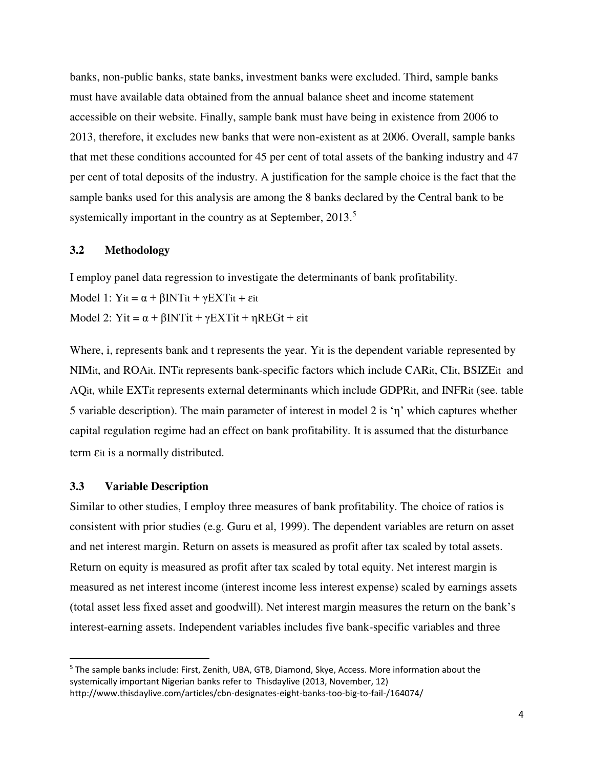banks, non-public banks, state banks, investment banks were excluded. Third, sample banks must have available data obtained from the annual balance sheet and income statement accessible on their website. Finally, sample bank must have being in existence from 2006 to 2013, therefore, it excludes new banks that were non-existent as at 2006. Overall, sample banks that met these conditions accounted for 45 per cent of total assets of the banking industry and 47 per cent of total deposits of the industry. A justification for the sample choice is the fact that the sample banks used for this analysis are among the 8 banks declared by the Central bank to be systemically important in the country as at September, 2013.[5]

### 3.2 Methodology

I employ panel data regression to investigate the determinants of bank profitability.

Model 1: $Y_{it} = \alpha + \beta INT_{it} + \gamma EXT_{it} + \varepsilon_{it}$

Model 2: $Y_{it} = \alpha + \beta INT_{it} + \gamma EXT_{it} + \eta REG_{t} + \varepsilon_{it}$

Where, i, represents bank and t represents the year. $Y_{it}$ is the dependent variable represented by $NIM_{it}$, and $ROA_{it}$. $INT_{it}$ represents bank-specific factors which include $CAR_{it}$, $CI_{it}$, $BSIZE_{it}$ and $AQ_{it}$, while $EXT_{it}$ represents external determinants which include $GDPR_{it}$, and $INFR_{it}$ (see. table 5 variable description). The main parameter of interest in model 2 is 'η' which captures whether capital regulation regime had an effect on bank profitability. It is assumed that the disturbance term $\varepsilon_{it}$ is a normally distributed.

### 3.3 Variable Description

Similar to other studies, I employ three measures of bank profitability. The choice of ratios is consistent with prior studies (e.g. Guru et al, 1999). The dependent variables are return on asset and net interest margin. Return on assets is measured as profit after tax scaled by total assets. Return on equity is measured as profit after tax scaled by total equity. Net interest margin is measured as net interest income (interest income less interest expense) scaled by earnings assets (total asset less fixed asset and goodwill). Net interest margin measures the return on the bank's interest-earning assets. Independent variables includes five bank-specific variables and three

[5] The sample banks include: First, Zenith, UBA, GTB, Diamond, Skye, Access. More information about the systemically important Nigerian banks refer to Thisdaylive (2013, November, 12) http://www.thisdaylive.com/articles/cbn-designates-eight-banks-too-big-to-fail-/164074/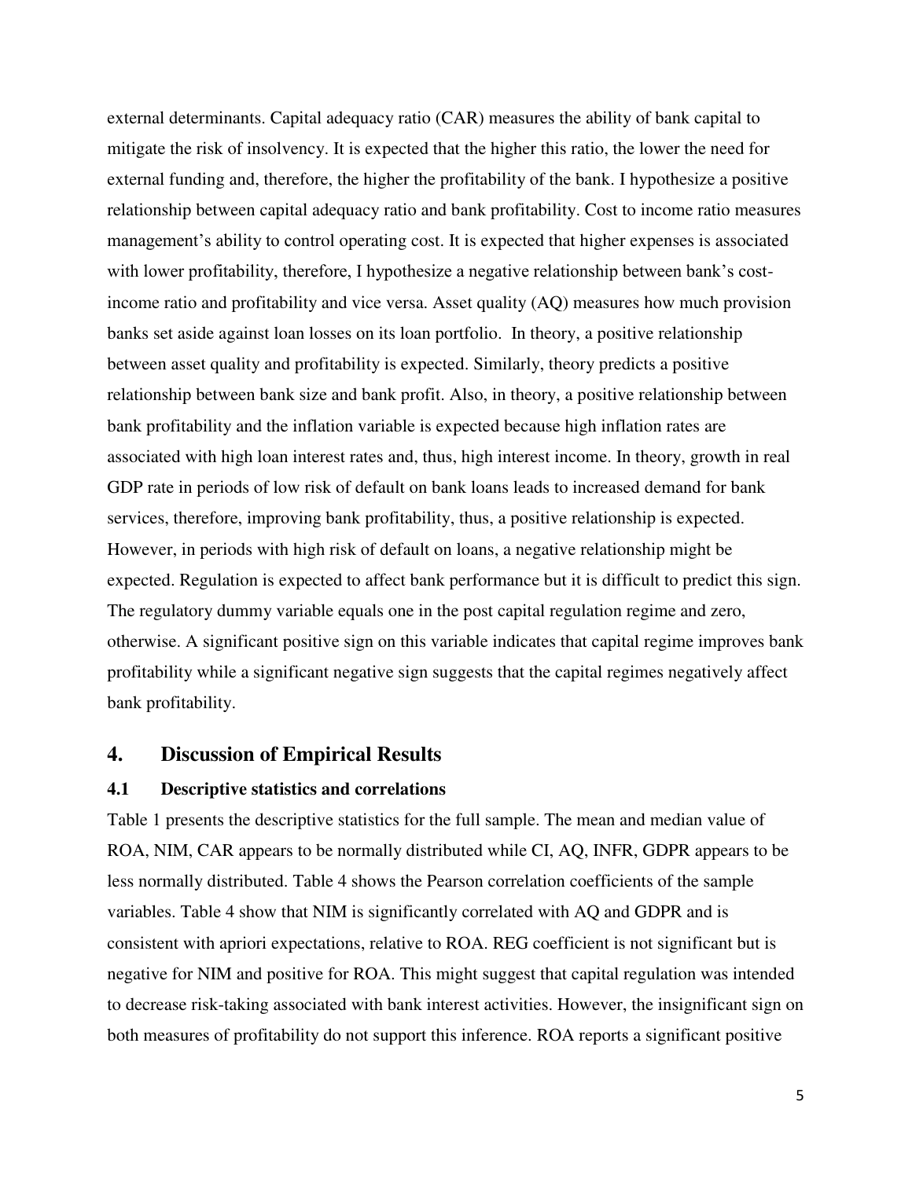external determinants. Capital adequacy ratio (CAR) measures the ability of bank capital to mitigate the risk of insolvency. It is expected that the higher this ratio, the lower the need for external funding and, therefore, the higher the profitability of the bank. I hypothesize a positive relationship between capital adequacy ratio and bank profitability. Cost to income ratio measures management's ability to control operating cost. It is expected that higher expenses is associated with lower profitability, therefore, I hypothesize a negative relationship between bank's cost-income ratio and profitability and vice versa. Asset quality (AQ) measures how much provision banks set aside against loan losses on its loan portfolio. In theory, a positive relationship between asset quality and profitability is expected. Similarly, theory predicts a positive relationship between bank size and bank profit. Also, in theory, a positive relationship between bank profitability and the inflation variable is expected because high inflation rates are associated with high loan interest rates and, thus, high interest income. In theory, growth in real GDP rate in periods of low risk of default on bank loans leads to increased demand for bank services, therefore, improving bank profitability, thus, a positive relationship is expected. However, in periods with high risk of default on loans, a negative relationship might be expected. Regulation is expected to affect bank performance but it is difficult to predict this sign. The regulatory dummy variable equals one in the post capital regulation regime and zero, otherwise. A significant positive sign on this variable indicates that capital regime improves bank profitability while a significant negative sign suggests that the capital regimes negatively affect bank profitability.

## 4. Discussion of Empirical Results

### 4.1 Descriptive statistics and correlations

Table 1 presents the descriptive statistics for the full sample. The mean and median value of ROA, NIM, CAR appears to be normally distributed while CI, AQ, INFR, GDPR appears to be less normally distributed. Table 4 shows the Pearson correlation coefficients of the sample variables. Table 4 show that NIM is significantly correlated with AQ and GDPR and is consistent with apriori expectations, relative to ROA. REG coefficient is not significant but is negative for NIM and positive for ROA. This might suggest that capital regulation was intended to decrease risk-taking associated with bank interest activities. However, the insignificant sign on both measures of profitability do not support this inference. ROA reports a significant positive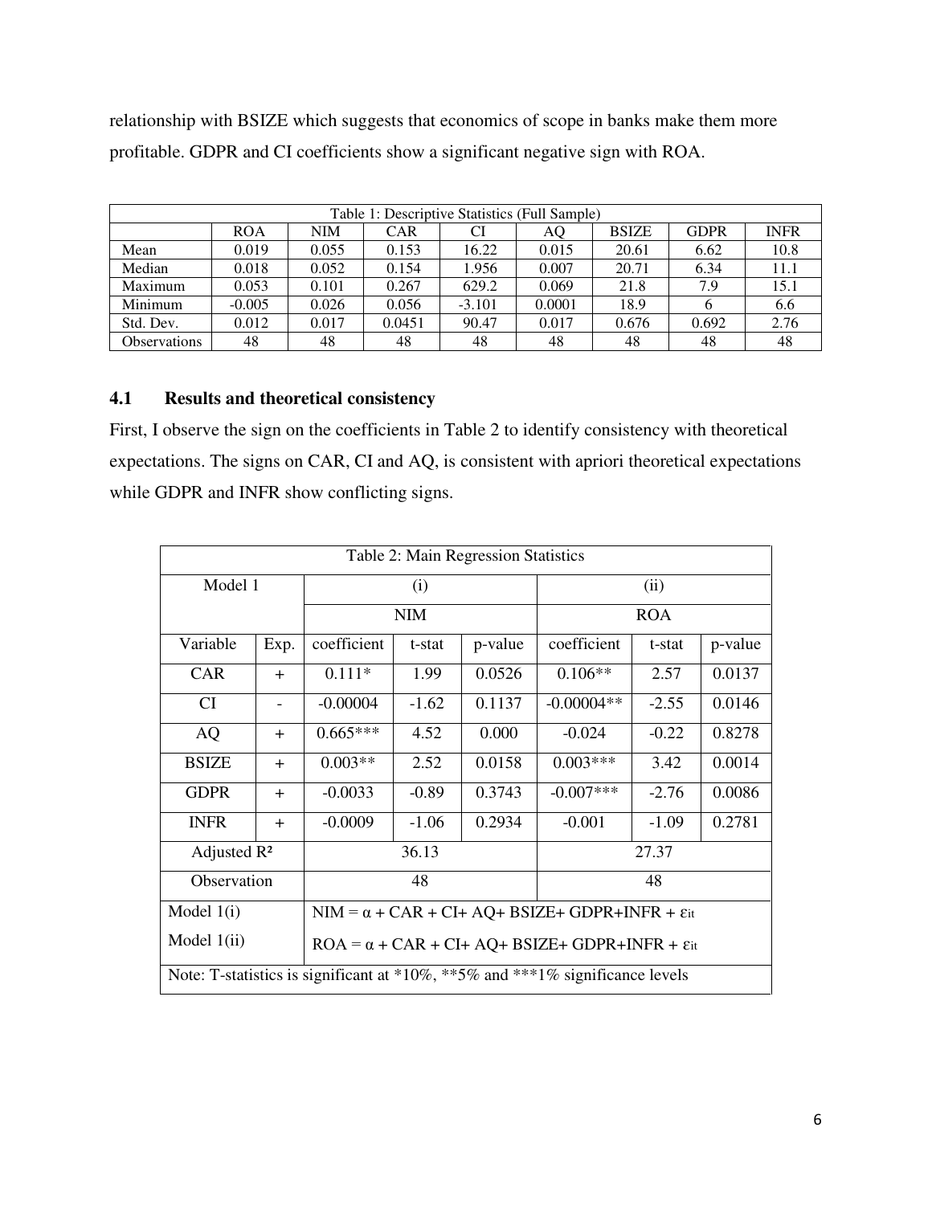relationship with BSIZE which suggests that economics of scope in banks make them more profitable. GDPR and CI coefficients show a significant negative sign with ROA.

| Table 1: Descriptive Statistics (Full Sample) | | | | | | | | |
|---|---|---|---|---|---|---|---|---|
| | ROA | NIM | CAR | CI | AQ | BSIZE | GDPR | INFR |
| Mean | 0.019 | 0.055 | 0.153 | 16.22 | 0.015 | 20.61 | 6.62 | 10.8 |
| Median | 0.018 | 0.052 | 0.154 | 1.956 | 0.007 | 20.71 | 6.34 | 11.1 |
| Maximum | 0.053 | 0.101 | 0.267 | 629.2 | 0.069 | 21.8 | 7.9 | 15.1 |
| Minimum | -0.005 | 0.026 | 0.056 | -3.101 | 0.0001 | 18.9 | 6 | 6.6 |
| Std. Dev. | 0.012 | 0.017 | 0.0451 | 90.47 | 0.017 | 0.676 | 0.692 | 2.76 |
| Observations | 48 | 48 | 48 | 48 | 48 | 48 | 48 | 48 |

### 4.1 Results and theoretical consistency

First, I observe the sign on the coefficients in Table 2 to identify consistency with theoretical expectations. The signs on CAR, CI and AQ, is consistent with apriori theoretical expectations while GDPR and INFR show conflicting signs.

| Table 2: Main Regression Statistics | | | | | | | |
|---|---|---|---|---|---|---|---|
| Model 1 | | (i) | | | (ii) | | |
| | | NIM | | | ROA | | |
| Variable | Exp. | coefficient | t-stat | p-value | coefficient | t-stat | p-value |
| CAR | + | 0.111* | 1.99 | 0.0526 | 0.106** | 2.57 | 0.0137 |
| CI | - | -0.00004 | -1.62 | 0.1137 | -0.00004** | -2.55 | 0.0146 |
| AQ | + | 0.665*** | 4.52 | 0.000 | -0.024 | -0.22 | 0.8278 |
| BSIZE | + | 0.003** | 2.52 | 0.0158 | 0.003*** | 3.42 | 0.0014 |
| GDPR | + | -0.0033 | -0.89 | 0.3743 | -0.007*** | -2.76 | 0.0086 |
| INFR | + | -0.0009 | -1.06 | 0.2934 | -0.001 | -1.09 | 0.2781 |
| Adjusted $R^2$ | | 36.13 | | | 27.37 | | |
| Observation | | 48 | | | 48 | | |
| Model 1(i) | | $NIM = \alpha + CAR + CI + AQ + BSIZE + GDPR + INFR + \varepsilon_{it}$ | | | | | |
| Model 1(ii) | | $ROA = \alpha + CAR + CI + AQ + BSIZE + GDPR + INFR + \varepsilon_{it}$ | | | | | |
| Note: T-statistics is significant at *10%, **5% and ***1% significance levels | | | | | | | |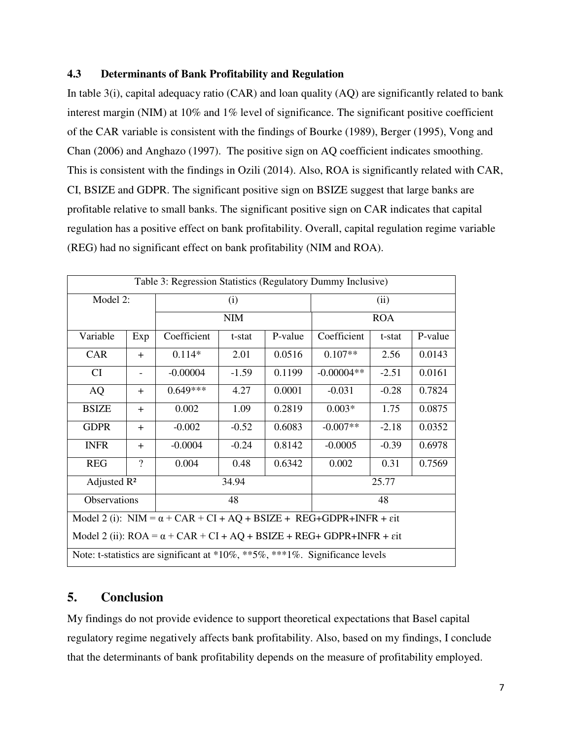### 4.3 Determinants of Bank Profitability and Regulation

In table 3(i), capital adequacy ratio (CAR) and loan quality (AQ) are significantly related to bank interest margin (NIM) at 10% and 1% level of significance. The significant positive coefficient of the CAR variable is consistent with the findings of Bourke (1989), Berger (1995), Vong and Chan (2006) and Anghazo (1997). The positive sign on AQ coefficient indicates smoothing. This is consistent with the findings in Ozili (2014). Also, ROA is significantly related with CAR, CI, BSIZE and GDPR. The significant positive sign on BSIZE suggest that large banks are profitable relative to small banks. The significant positive sign on CAR indicates that capital regulation has a positive effect on bank profitability. Overall, capital regulation regime variable (REG) had no significant effect on bank profitability (NIM and ROA).

Table 3: Regression Statistics (Regulatory Dummy Inclusive)

| Model 2: | | (i) | | | (ii) | | |
|---|---|---|---|---|---|---|---|
| | | NIM | | | ROA | | |
| Variable | Exp | Coefficient | t-stat | P-value | Coefficient | t-stat | P-value |
| CAR | + | 0.114* | 2.01 | 0.0516 | 0.107** | 2.56 | 0.0143 |
| CI | - | -0.00004 | -1.59 | 0.1199 | -0.00004** | -2.51 | 0.0161 |
| AQ | + | 0.649*** | 4.27 | 0.0001 | -0.031 | -0.28 | 0.7824 |
| BSIZE | + | 0.002 | 1.09 | 0.2819 | 0.003* | 1.75 | 0.0875 |
| GDPR | + | -0.002 | -0.52 | 0.6083 | -0.007** | -2.18 | 0.0352 |
| INFR | + | -0.0004 | -0.24 | 0.8142 | -0.0005 | -0.39 | 0.6978 |
| REG | ? | 0.004 | 0.48 | 0.6342 | 0.002 | 0.31 | 0.7569 |
| Adjusted $R^2$ | | 34.94 | | | 25.77 | | |
| Observations | | 48 | | | 48 | | |

Model 2 (i): $NIM = \alpha + CAR + CI + AQ + BSIZE + REG + GDPR + INFR + \varepsilon it$

Model 2 (ii): $ROA = \alpha + CAR + CI + AQ + BSIZE + REG + GDPR + INFR + \varepsilon it$

Note: t-statistics are significant at *10%, **5%, ***1%. Significance levels

## 5. Conclusion

My findings do not provide evidence to support theoretical expectations that Basel capital regulatory regime negatively affects bank profitability. Also, based on my findings, I conclude that the determinants of bank profitability depends on the measure of profitability employed.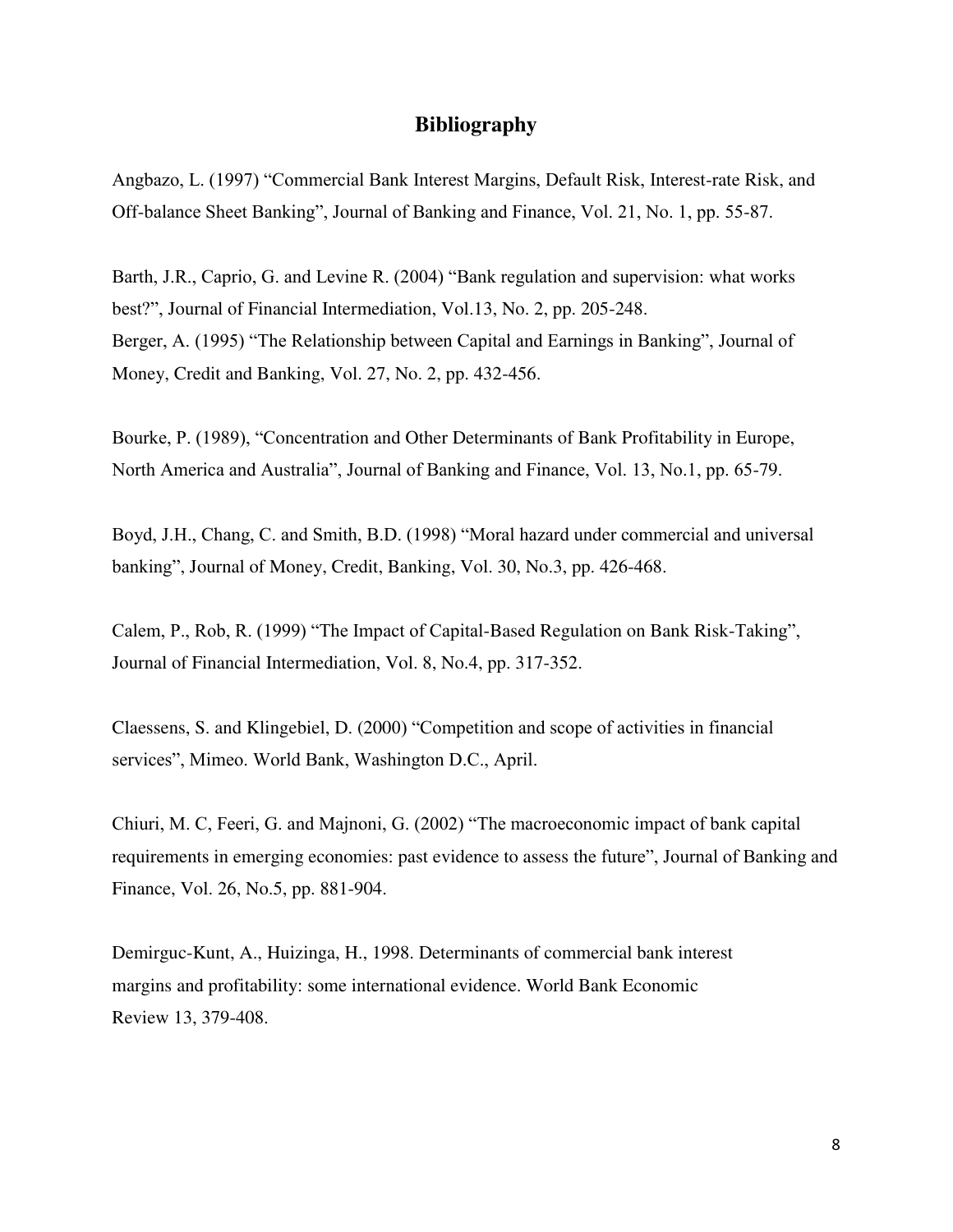## Bibliography

Angbazo, L. (1997) “Commercial Bank Interest Margins, Default Risk, Interest-rate Risk, and Off-balance Sheet Banking”, Journal of Banking and Finance, Vol. 21, No. 1, pp. 55-87.

Barth, J.R., Caprio, G. and Levine R. (2004) “Bank regulation and supervision: what works best?”, Journal of Financial Intermediation, Vol.13, No. 2, pp. 205-248.

Berger, A. (1995) “The Relationship between Capital and Earnings in Banking”, Journal of Money, Credit and Banking, Vol. 27, No. 2, pp. 432-456.

Bourke, P. (1989), “Concentration and Other Determinants of Bank Profitability in Europe, North America and Australia”, Journal of Banking and Finance, Vol. 13, No.1, pp. 65-79.

Boyd, J.H., Chang, C. and Smith, B.D. (1998) “Moral hazard under commercial and universal banking”, Journal of Money, Credit, Banking, Vol. 30, No.3, pp. 426-468.

Calem, P., Rob, R. (1999) “The Impact of Capital-Based Regulation on Bank Risk-Taking”, Journal of Financial Intermediation, Vol. 8, No.4, pp. 317-352.

Claessens, S. and Klingebiel, D. (2000) “Competition and scope of activities in financial services”, Mimeo. World Bank, Washington D.C., April.

Chiuri, M. C, Feeri, G. and Majnoni, G. (2002) “The macroeconomic impact of bank capital requirements in emerging economies: past evidence to assess the future”, Journal of Banking and Finance, Vol. 26, No.5, pp. 881-904.

Demirguc-Kunt, A., Huizinga, H., 1998. Determinants of commercial bank interest margins and profitability: some international evidence. World Bank Economic Review 13, 379-408.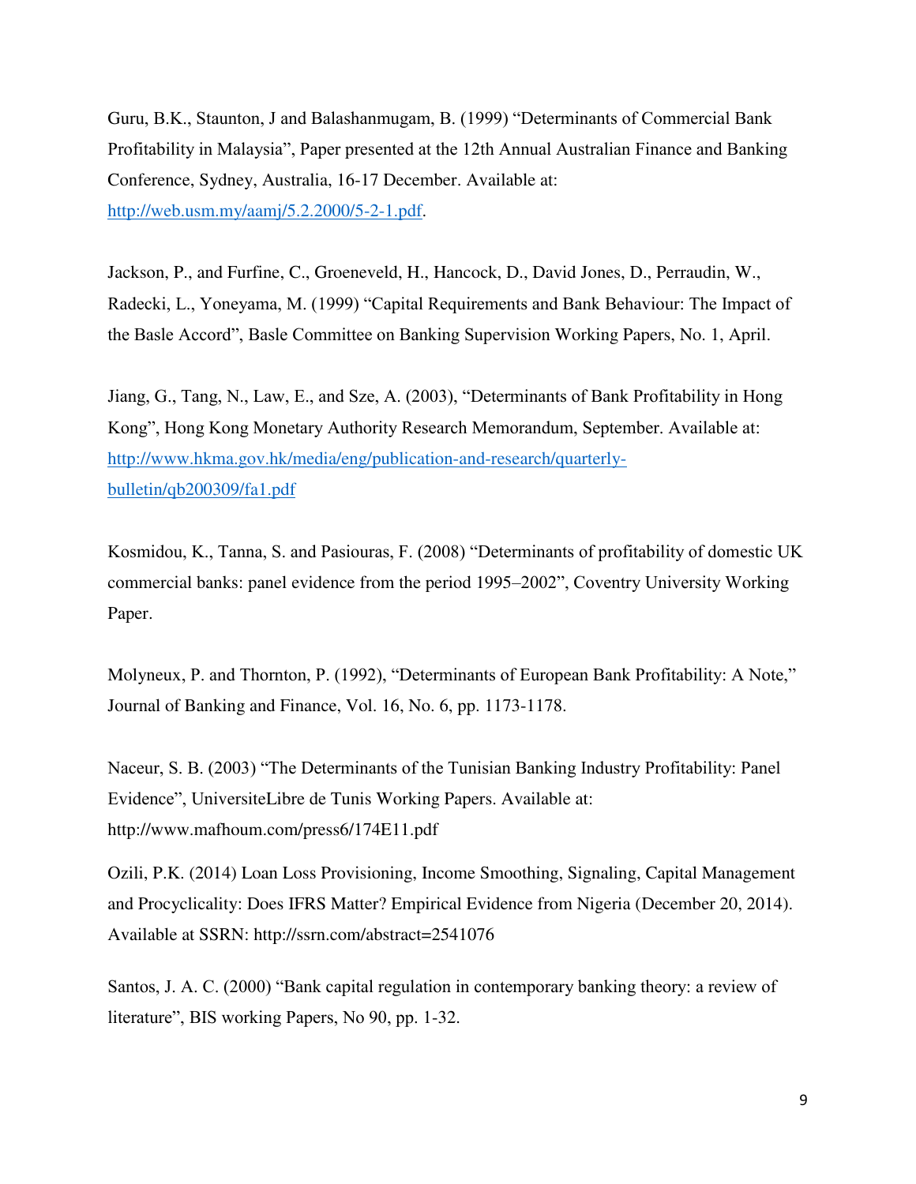Guru, B.K., Staunton, J and Balashanmugam, B. (1999) "Determinants of Commercial Bank Profitability in Malaysia", Paper presented at the 12th Annual Australian Finance and Banking Conference, Sydney, Australia, 16-17 December. Available at: http://web.usm.my/aamj/5.2.2000/5-2-1.pdf.

Jackson, P., and Furfine, C., Groeneveld, H., Hancock, D., David Jones, D., Perraudin, W., Radecki, L., Yoneyama, M. (1999) "Capital Requirements and Bank Behaviour: The Impact of the Basle Accord", Basle Committee on Banking Supervision Working Papers, No. 1, April.

Jiang, G., Tang, N., Law, E., and Sze, A. (2003), "Determinants of Bank Profitability in Hong Kong", Hong Kong Monetary Authority Research Memorandum, September. Available at: http://www.hkma.gov.hk/media/eng/publication-and-research/quarterly-bulletin/qb200309/fa1.pdf

Kosmidou, K., Tanna, S. and Pasiouras, F. (2008) "Determinants of profitability of domestic UK commercial banks: panel evidence from the period 1995–2002", Coventry University Working Paper.

Molyneux, P. and Thornton, P. (1992), "Determinants of European Bank Profitability: A Note," Journal of Banking and Finance, Vol. 16, No. 6, pp. 1173-1178.

Naceur, S. B. (2003) "The Determinants of the Tunisian Banking Industry Profitability: Panel Evidence", UniversiteLibre de Tunis Working Papers. Available at: http://www.mafhoum.com/press6/174E11.pdf

Ozili, P.K. (2014) Loan Loss Provisioning, Income Smoothing, Signaling, Capital Management and Procyclicality: Does IFRS Matter? Empirical Evidence from Nigeria (December 20, 2014). Available at SSRN: http://ssrn.com/abstract=2541076

Santos, J. A. C. (2000) "Bank capital regulation in contemporary banking theory: a review of literature", BIS working Papers, No 90, pp. 1-32.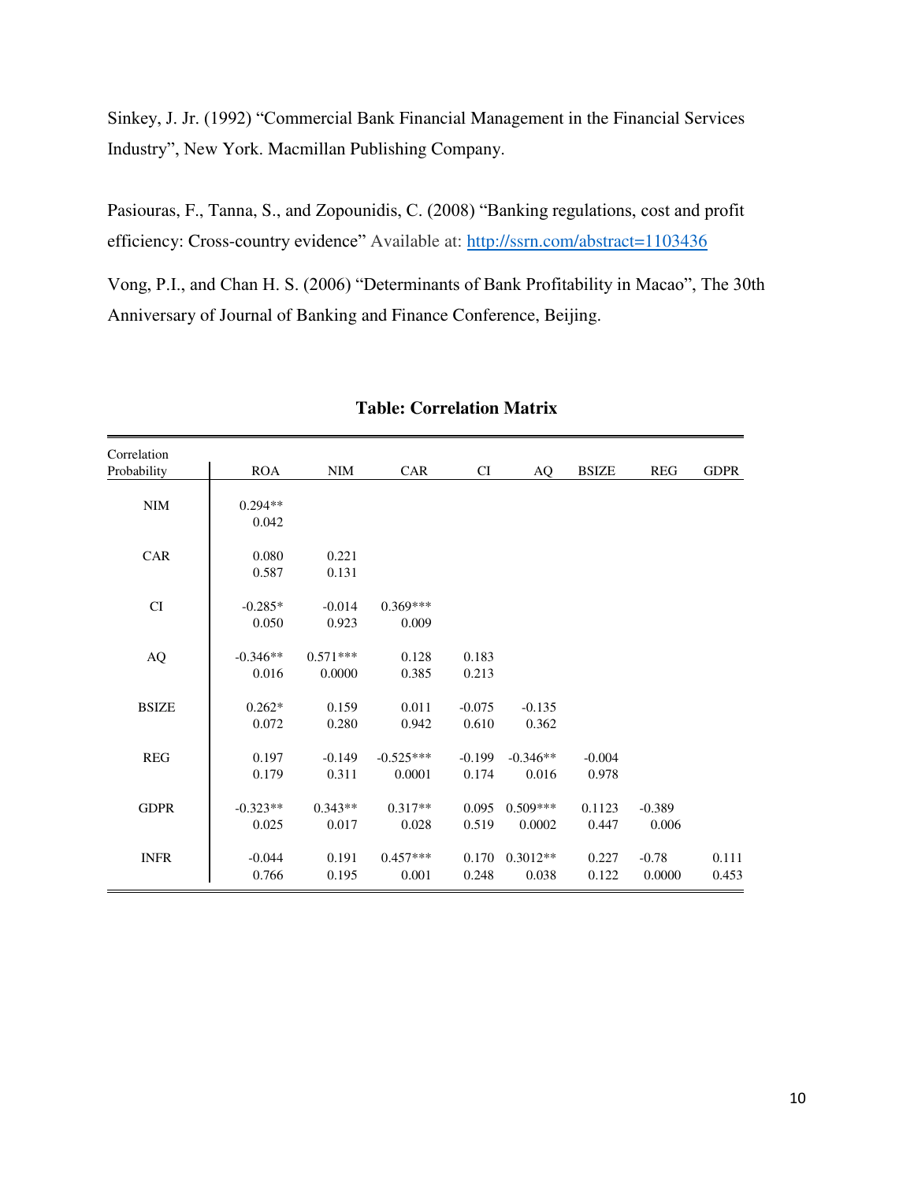Sinkey, J. Jr. (1992) "Commercial Bank Financial Management in the Financial Services Industry", New York. Macmillan Publishing Company.

Pasiouras, F., Tanna, S., and Zopounidis, C. (2008) "Banking regulations, cost and profit efficiency: Cross-country evidence" Available at: http://ssrn.com/abstract=1103436

Vong, P.I., and Chan H. S. (2006) "Determinants of Bank Profitability in Macao", The 30th Anniversary of Journal of Banking and Finance Conference, Beijing.

**Table: Correlation Matrix**

| Correlation Probability | ROA | NIM | CAR | CI | AQ | BSIZE | REG | GDPR |
|---|---|---|---|---|---|---|---|---|
| NIM | 0.294** | | | | | | | |
| | 0.042 | | | | | | | |
| CAR | 0.080 | 0.221 | | | | | | |
| | 0.587 | 0.131 | | | | | | |
| CI | -0.285* | -0.014 | 0.369*** | | | | | |
| | 0.050 | 0.923 | 0.009 | | | | | |
| AQ | -0.346** | 0.571*** | 0.128 | 0.183 | | | | |
| | 0.016 | 0.0000 | 0.385 | 0.213 | | | | |
| BSIZE | 0.262* | 0.159 | 0.011 | -0.075 | -0.135 | | | |
| | 0.072 | 0.280 | 0.942 | 0.610 | 0.362 | | | |
| REG | 0.197 | -0.149 | -0.525*** | -0.199 | -0.346** | -0.004 | | |
| | 0.179 | 0.311 | 0.0001 | 0.174 | 0.016 | 0.978 | | |
| GDPR | -0.323** | 0.343** | 0.317** | 0.095 | 0.509*** | 0.1123 | -0.389 | |
| | 0.025 | 0.017 | 0.028 | 0.519 | 0.0002 | 0.447 | 0.006 | |
| INFR | -0.044 | 0.191 | 0.457*** | 0.170 | 0.3012** | 0.227 | -0.78 | 0.111 |
| | 0.766 | 0.195 | 0.001 | 0.248 | 0.038 | 0.122 | 0.0000 | 0.453 |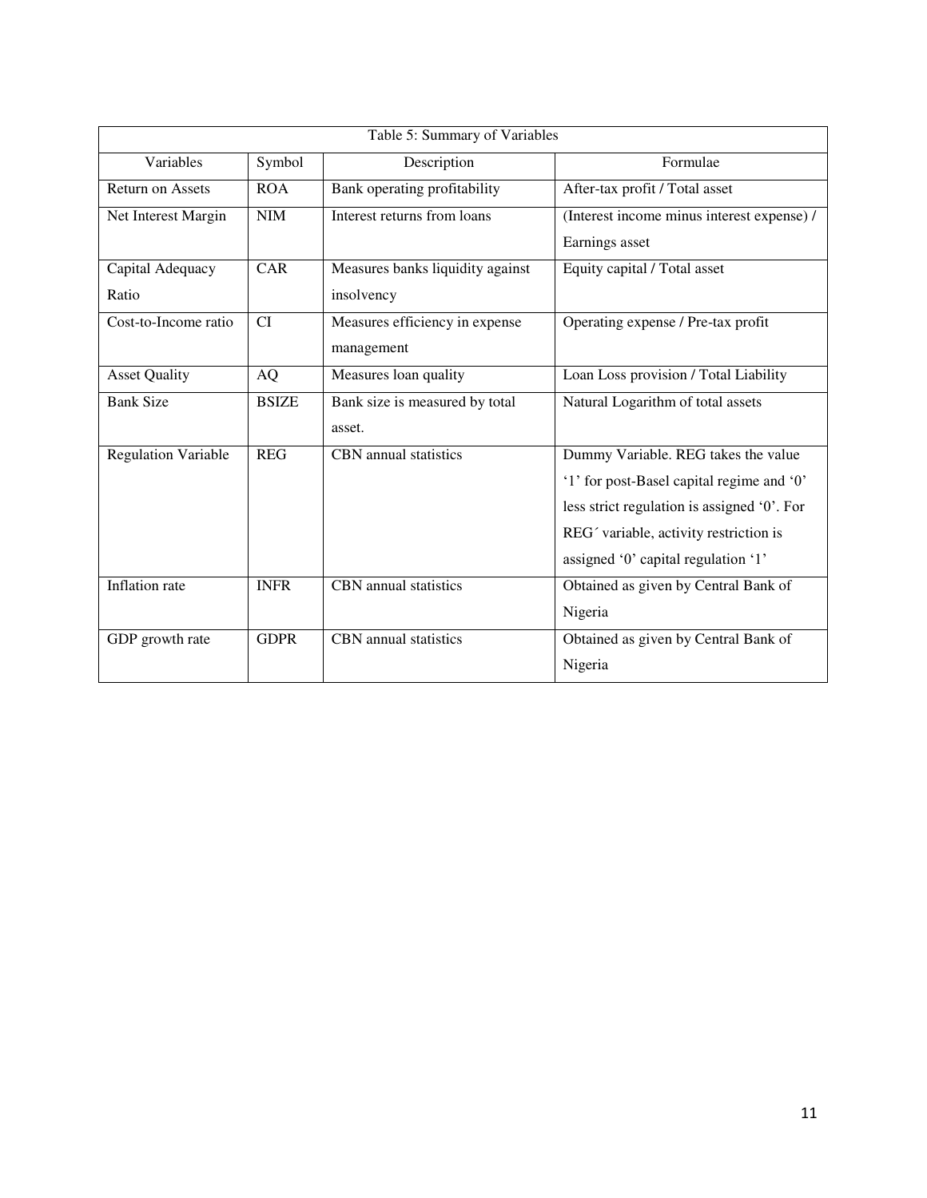Table 5: Summary of Variables

| Variables | Symbol | Description | Formulae |
|---|---|---|---|
| Return on Assets | ROA | Bank operating profitability | After-tax profit / Total asset |
| Net Interest Margin | NIM | Interest returns from loans | (Interest income minus interest expense) / Earnings asset |
| Capital Adequacy Ratio | CAR | Measures banks liquidity against insolvency | Equity capital / Total asset |
| Cost-to-Income ratio | CI | Measures efficiency in expense management | Operating expense / Pre-tax profit |
| Asset Quality | AQ | Measures loan quality | Loan Loss provision / Total Liability |
| Bank Size | BSIZE | Bank size is measured by total asset. | Natural Logarithm of total assets |
| Regulation Variable | REG | CBN annual statistics | Dummy Variable. REG takes the value '1' for post-Basel capital regime and '0' less strict regulation is assigned '0'. For REG´ variable, activity restriction is assigned '0' capital regulation '1' |
| Inflation rate | INFR | CBN annual statistics | Obtained as given by Central Bank of Nigeria |
| GDP growth rate | GDPR | CBN annual statistics | Obtained as given by Central Bank of Nigeria |